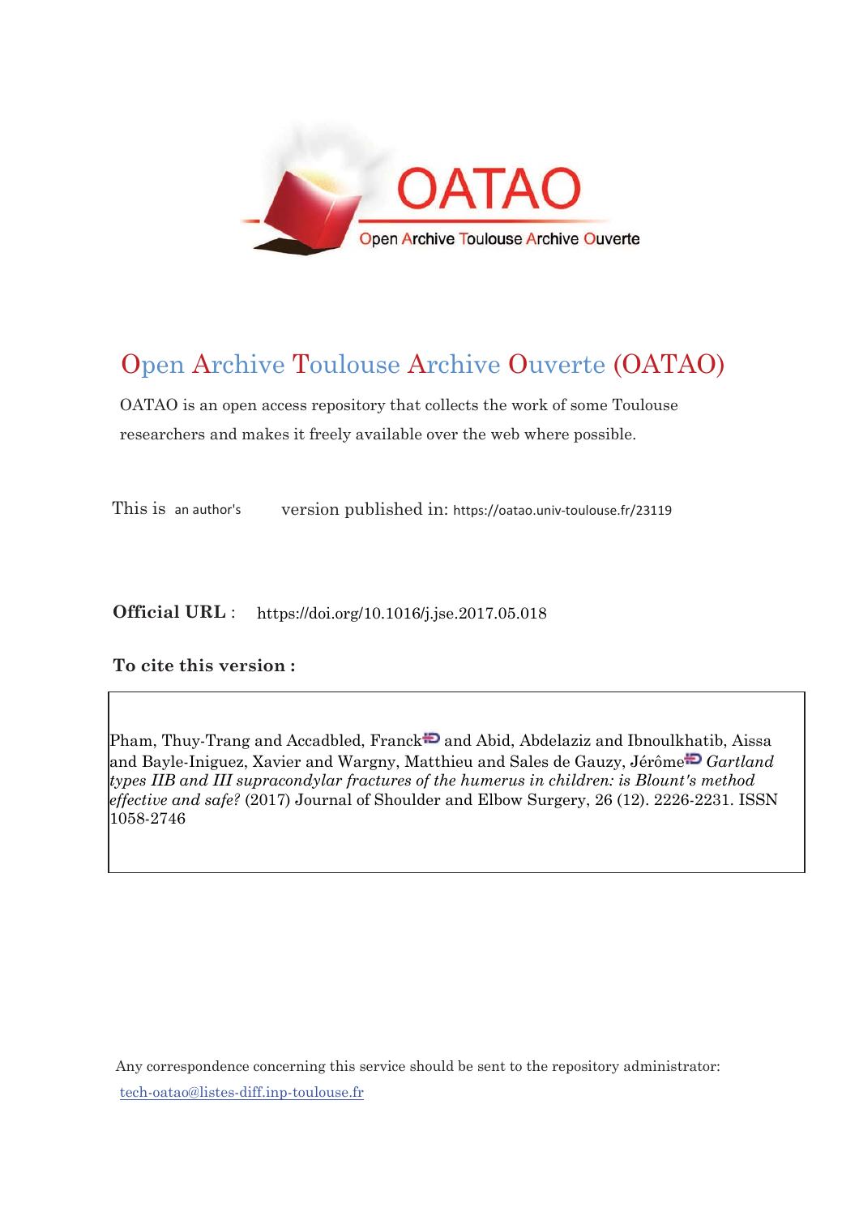# Open Archive Toulouse Archive Ouverte (OATAO)

OATAO is an open access repository that collects the work of some Toulouse researchers and makes it freely available over the web where possible.

This is an author's version published in: https://oatao.univ-toulouse.fr/23119

**Official URL** : https://doi.org/10.1016/j.jse.2017.05.018

**To cite this version :**

Pham, Thuy-Trang and Accadbled, Franck and Abid, Abdelaziz and Ibnoulkhatib, Aissa and Bayle-Iniguez, Xavier and Wargny, Matthieu and Sales de Gauzy, Jérôme *Gartland types IIB and III supracondylar fractures of the humerus in children: is Blount's method effective and safe?* (2017) Journal of Shoulder and Elbow Surgery, 26 (12). 2226-2231. ISSN 1058-2746

Any correspondence concerning this service should be sent to the repository administrator: tech-oatao@listes-diff.inp-toulouse.fr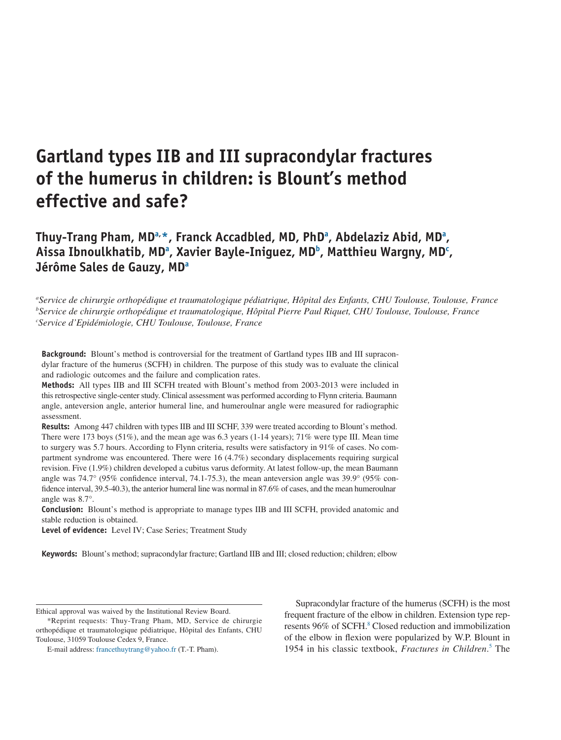# Gartland types IIB and III supracondylar fractures of the humerus in children: is Blount's method effective and safe?

**Thuy-Trang Pham, MD[a,*], Franck Accadbled, MD, PhD[a], Abdelaziz Abid, MD[a], Aissa Ibnoulkhatib, MD[a], Xavier Bayle-Iniguez, MD[b], Matthieu Wargny, MD[c], Jérôme Sales de Gauzy, MD[a]**

[a]*Service de chirurgie orthopédique et traumatologique pédiatrique, Hôpital des Enfants, CHU Toulouse, Toulouse, France*
[b]*Service de chirurgie orthopédique et traumatologique, Hôpital Pierre Paul Riquet, CHU Toulouse, Toulouse, France*
[c]*Service d'Epidémiologie, CHU Toulouse, Toulouse, France*

**Background:** Blount's method is controversial for the treatment of Gartland types IIB and III supracondylar fracture of the humerus (SCFH) in children. The purpose of this study was to evaluate the clinical and radiologic outcomes and the failure and complication rates.

**Methods:** All types IIB and III SCFH treated with Blount's method from 2003-2013 were included in this retrospective single-center study. Clinical assessment was performed according to Flynn criteria. Baumann angle, anteversion angle, anterior humeral line, and humeroulnar angle were measured for radiographic assessment.

**Results:** Among 447 children with types IIB and III SCHF, 339 were treated according to Blount's method. There were 173 boys (51%), and the mean age was 6.3 years (1-14 years); 71% were type III. Mean time to surgery was 5.7 hours. According to Flynn criteria, results were satisfactory in 91% of cases. No compartment syndrome was encountered. There were 16 (4.7%) secondary displacements requiring surgical revision. Five (1.9%) children developed a cubitus varus deformity. At latest follow-up, the mean Baumann angle was 74.7° (95% confidence interval, 74.1-75.3), the mean anteversion angle was 39.9° (95% confidence interval, 39.5-40.3), the anterior humeral line was normal in 87.6% of cases, and the mean humeroulnar angle was 8.7°.

**Conclusion:** Blount's method is appropriate to manage types IIB and III SCFH, provided anatomic and stable reduction is obtained.

**Level of evidence:** Level IV; Case Series; Treatment Study

**Keywords:** Blount's method; supracondylar fracture; Gartland IIB and III; closed reduction; children; elbow

Ethical approval was waived by the Institutional Review Board.

*Reprint requests: Thuy-Trang Pham, MD, Service de chirurgie orthopédique et traumatologique pédiatrique, Hôpital des Enfants, CHU Toulouse, 31059 Toulouse Cedex 9, France.

E-mail address: francethuytrang@yahoo.fr (T.-T. Pham).

Supracondylar fracture of the humerus (SCFH) is the most frequent fracture of the elbow in children. Extension type represents 96% of SCFH.[8] Closed reduction and immobilization of the elbow in flexion were popularized by W.P. Blount in 1954 in his classic textbook, *Fractures in Children*.[5] The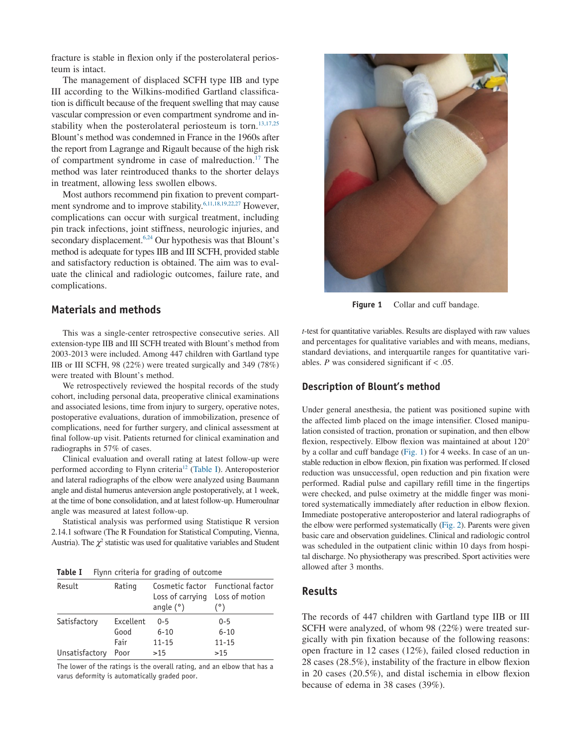fracture is stable in flexion only if the posterolateral periosteum is intact.

The management of displaced SCFH type IIB and type III according to the Wilkins-modified Gartland classification is difficult because of the frequent swelling that may cause vascular compression or even compartment syndrome and instability when the posterolateral periosteum is torn.[13,17,25] Blount's method was condemned in France in the 1960s after the report from Lagrange and Rigault because of the high risk of compartment syndrome in case of malreduction.[17] The method was later reintroduced thanks to the shorter delays in treatment, allowing less swollen elbows.

Most authors recommend pin fixation to prevent compartment syndrome and to improve stability.[6,11,18,19,22,27] However, complications can occur with surgical treatment, including pin track infections, joint stiffness, neurologic injuries, and secondary displacement.[6,24] Our hypothesis was that Blount's method is adequate for types IIB and III SCFH, provided stable and satisfactory reduction is obtained. The aim was to evaluate the clinical and radiologic outcomes, failure rate, and complications.

## Materials and methods

This was a single-center retrospective consecutive series. All extension-type IIB and III SCFH treated with Blount's method from 2003-2013 were included. Among 447 children with Gartland type IIB or III SCFH, 98 (22%) were treated surgically and 349 (78%) were treated with Blount's method.

We retrospectively reviewed the hospital records of the study cohort, including personal data, preoperative clinical examinations and associated lesions, time from injury to surgery, operative notes, postoperative evaluations, duration of immobilization, presence of complications, need for further surgery, and clinical assessment at final follow-up visit. Patients returned for clinical examination and radiographs in 57% of cases.

Clinical evaluation and overall rating at latest follow-up were performed according to Flynn criteria[12] (Table I). Anteroposterior and lateral radiographs of the elbow were analyzed using Baumann angle and distal humerus anteversion angle postoperatively, at 1 week, at the time of bone consolidation, and at latest follow-up. Humeroulnar angle was measured at latest follow-up.

Statistical analysis was performed using Statistique R version 2.14.1 software (The R Foundation for Statistical Computing, Vienna, Austria). The $\chi^2$ statistic was used for qualitative variables and Student *t*-test for quantitative variables. Results are displayed with raw values and percentages for qualitative variables and with means, medians, standard deviations, and interquartile ranges for quantitative variables. *P* was considered significant if < .05.

**Table I** Flynn criteria for grading of outcome

| Result | Rating | Cosmetic factor Loss of carrying angle (°) | Functional factor Loss of motion (°) |
|---|---|---|---|
| Satisfactory | Excellent | 0-5 | 0-5 |
| | Good | 6-10 | 6-10 |
| | Fair | 11-15 | 11-15 |
| Unsatisfactory | Poor | >15 | >15 |

The lower of the ratings is the overall rating, and an elbow that has a varus deformity is automatically graded poor.

**Figure 1** Collar and cuff bandage.

### Description of Blount's method

Under general anesthesia, the patient was positioned supine with the affected limb placed on the image intensifier. Closed manipulation consisted of traction, pronation or supination, and then elbow flexion, respectively. Elbow flexion was maintained at about 120° by a collar and cuff bandage (Fig. 1) for 4 weeks. In case of an unstable reduction in elbow flexion, pin fixation was performed. If closed reduction was unsuccessful, open reduction and pin fixation were performed. Radial pulse and capillary refill time in the fingertips were checked, and pulse oximetry at the middle finger was monitored systematically immediately after reduction in elbow flexion. Immediate postoperative anteroposterior and lateral radiographs of the elbow were performed systematically (Fig. 2). Parents were given basic care and observation guidelines. Clinical and radiologic control was scheduled in the outpatient clinic within 10 days from hospital discharge. No physiotherapy was prescribed. Sport activities were allowed after 3 months.

## Results

The records of 447 children with Gartland type IIB or III SCFH were analyzed, of whom 98 (22%) were treated surgically with pin fixation because of the following reasons: open fracture in 12 cases (12%), failed closed reduction in 28 cases (28.5%), instability of the fracture in elbow flexion in 20 cases (20.5%), and distal ischemia in elbow flexion because of edema in 38 cases (39%).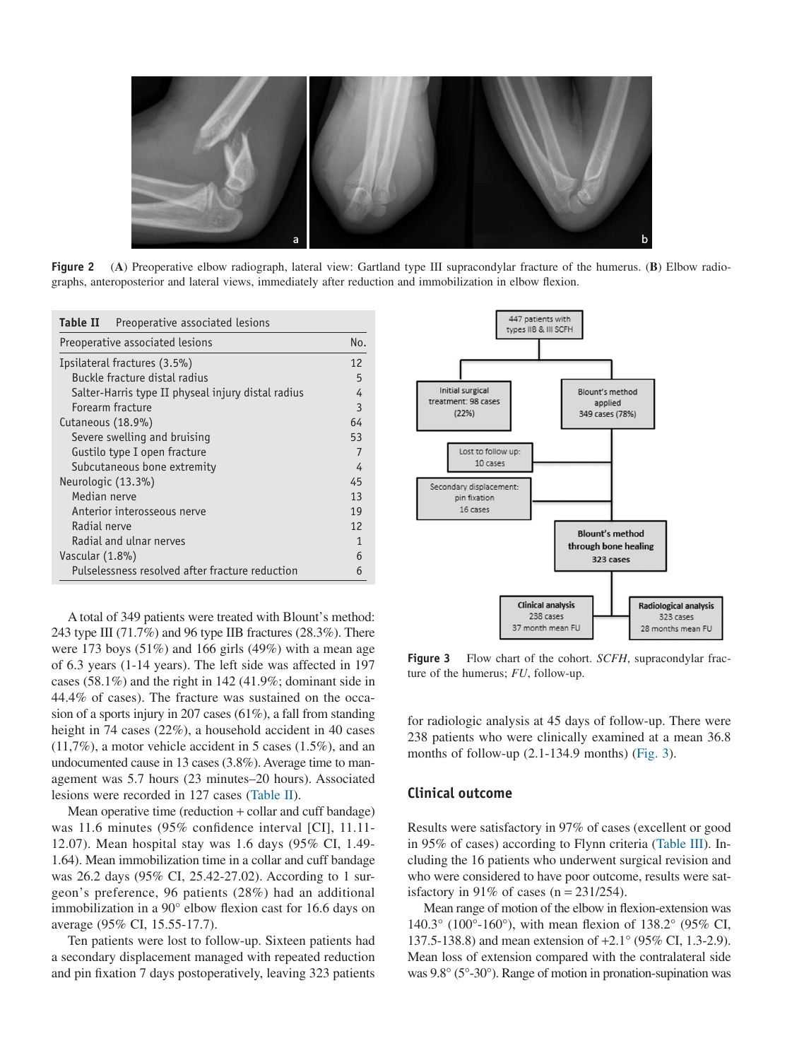Figure 2 (**A**) Preoperative elbow radiograph, lateral view: Gartland type III supracondylar fracture of the humerus. (**B**) Elbow radiographs, anteroposterior and lateral views, immediately after reduction and immobilization in elbow flexion.

**Table II** Preoperative associated lesions

| Preoperative associated lesions | No. |
|---|---|
| Ipsilateral fractures (3.5%) | 12 |
| Buckle fracture distal radius | 5 |
| Salter-Harris type II physeal injury distal radius | 4 |
| Forearm fracture | 3 |
| Cutaneous (18.9%) | 64 |
| Severe swelling and bruising | 53 |
| Gustilo type I open fracture | 7 |
| Subcutaneous bone extremity | 4 |
| Neurologic (13.3%) | 45 |
| Median nerve | 13 |
| Anterior interosseous nerve | 19 |
| Radial nerve | 12 |
| Radial and ulnar nerves | 1 |
| Vascular (1.8%) | 6 |
| Pulselessness resolved after fracture reduction | 6 |

A total of 349 patients were treated with Blount's method: 243 type III (71.7%) and 96 type IIB fractures (28.3%). There were 173 boys (51%) and 166 girls (49%) with a mean age of 6.3 years (1-14 years). The left side was affected in 197 cases (58.1%) and the right in 142 (41.9%; dominant side in 44.4% of cases). The fracture was sustained on the occasion of a sports injury in 207 cases (61%), a fall from standing height in 74 cases (22%), a household accident in 40 cases (11,7%), a motor vehicle accident in 5 cases (1.5%), and an undocumented cause in 13 cases (3.8%). Average time to management was 5.7 hours (23 minutes–20 hours). Associated lesions were recorded in 127 cases (Table II).

Mean operative time (reduction + collar and cuff bandage) was 11.6 minutes (95% confidence interval [CI], 11.11-12.07). Mean hospital stay was 1.6 days (95% CI, 1.49-1.64). Mean immobilization time in a collar and cuff bandage was 26.2 days (95% CI, 25.42-27.02). According to 1 surgeon's preference, 96 patients (28%) had an additional immobilization in a 90° elbow flexion cast for 16.6 days on average (95% CI, 15.55-17.7).

Ten patients were lost to follow-up. Sixteen patients had a secondary displacement managed with repeated reduction and pin fixation 7 days postoperatively, leaving 323 patients for radiologic analysis at 45 days of follow-up. There were 238 patients who were clinically examined at a mean 36.8 months of follow-up (2.1-134.9 months) (Fig. 3).

Figure 3 Flow chart of the cohort. *SCFH*, supracondylar fracture of the humerus; *FU*, follow-up.

## Clinical outcome

Results were satisfactory in 97% of cases (excellent or good in 95% of cases) according to Flynn criteria (Table III). Including the 16 patients who underwent surgical revision and who were considered to have poor outcome, results were satisfactory in 91% of cases (n = 231/254).

Mean range of motion of the elbow in flexion-extension was 140.3° (100°-160°), with mean flexion of 138.2° (95% CI, 137.5-138.8) and mean extension of +2.1° (95% CI, 1.3-2.9). Mean loss of extension compared with the contralateral side was 9.8° (5°-30°). Range of motion in pronation-supination was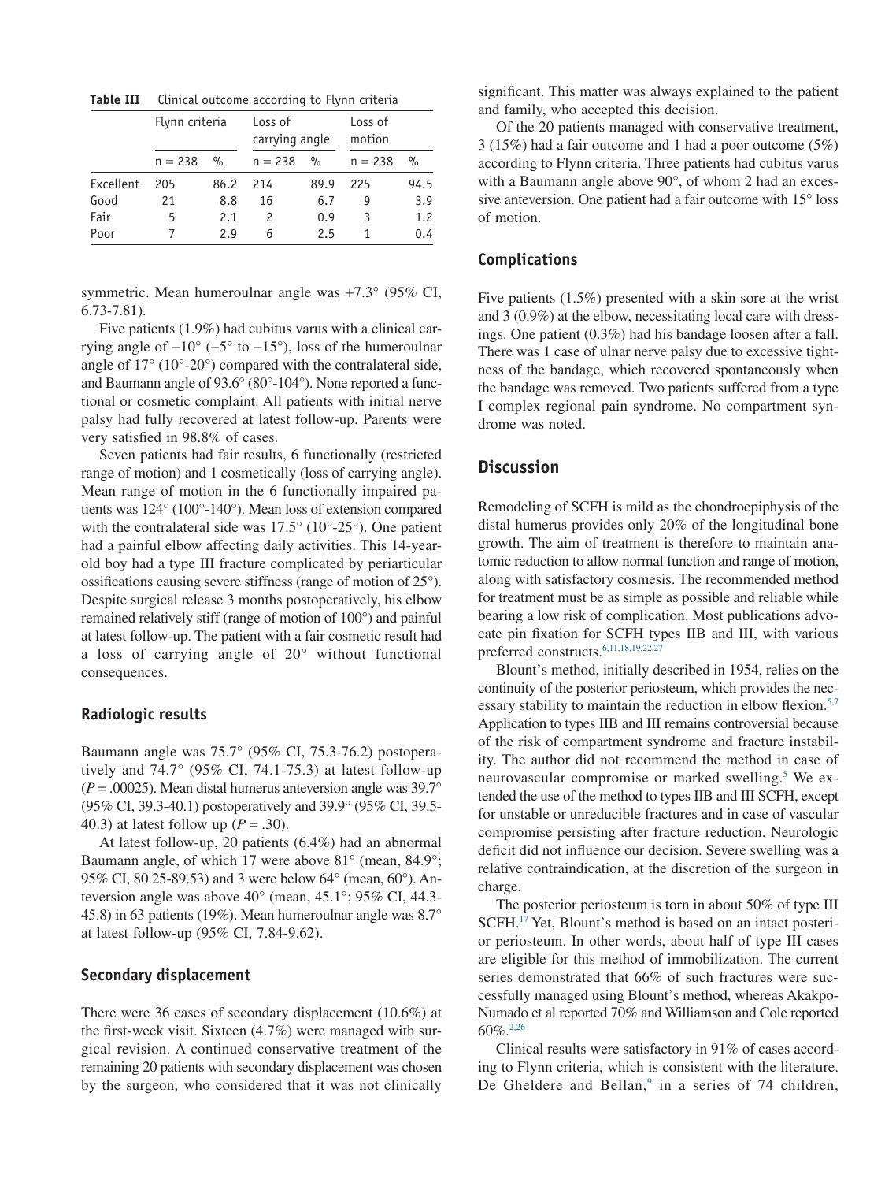**Table III** Clinical outcome according to Flynn criteria

| | Flynn criteria | | Loss of carrying angle | | Loss of motion | |
|---|---|---|---|---|---|---|
| | n = 238 | % | n = 238 | % | n = 238 | % |
| Excellent | 205 | 86.2 | 214 | 89.9 | 225 | 94.5 |
| Good | 21 | 8.8 | 16 | 6.7 | 9 | 3.9 |
| Fair | 5 | 2.1 | 2 | 0.9 | 3 | 1.2 |
| Poor | 7 | 2.9 | 6 | 2.5 | 1 | 0.4 |

symmetric. Mean humeroulnar angle was +7.3° (95% CI, 6.73-7.81).

Five patients (1.9%) had cubitus varus with a clinical carrying angle of −10° (−5° to −15°), loss of the humeroulnar angle of 17° (10°-20°) compared with the contralateral side, and Baumann angle of 93.6° (80°-104°). None reported a functional or cosmetic complaint. All patients with initial nerve palsy had fully recovered at latest follow-up. Parents were very satisfied in 98.8% of cases.

Seven patients had fair results, 6 functionally (restricted range of motion) and 1 cosmetically (loss of carrying angle). Mean range of motion in the 6 functionally impaired patients was 124° (100°-140°). Mean loss of extension compared with the contralateral side was 17.5° (10°-25°). One patient had a painful elbow affecting daily activities. This 14-year-old boy had a type III fracture complicated by periarticular ossifications causing severe stiffness (range of motion of 25°). Despite surgical release 3 months postoperatively, his elbow remained relatively stiff (range of motion of 100°) and painful at latest follow-up. The patient with a fair cosmetic result had a loss of carrying angle of 20° without functional consequences.

### Radiologic results

Baumann angle was 75.7° (95% CI, 75.3-76.2) postoperatively and 74.7° (95% CI, 74.1-75.3) at latest follow-up ($P = .00025$). Mean distal humerus anteversion angle was 39.7° (95% CI, 39.3-40.1) postoperatively and 39.9° (95% CI, 39.5-40.3) at latest follow up ($P = .30$).

At latest follow-up, 20 patients (6.4%) had an abnormal Baumann angle, of which 17 were above 81° (mean, 84.9°; 95% CI, 80.25-89.53) and 3 were below 64° (mean, 60°). Anteversion angle was above 40° (mean, 45.1°; 95% CI, 44.3-45.8) in 63 patients (19%). Mean humeroulnar angle was 8.7° at latest follow-up (95% CI, 7.84-9.62).

### Secondary displacement

There were 36 cases of secondary displacement (10.6%) at the first-week visit. Sixteen (4.7%) were managed with surgical revision. A continued conservative treatment of the remaining 20 patients with secondary displacement was chosen by the surgeon, who considered that it was not clinically significant. This matter was always explained to the patient and family, who accepted this decision.

Of the 20 patients managed with conservative treatment, 3 (15%) had a fair outcome and 1 had a poor outcome (5%) according to Flynn criteria. Three patients had cubitus varus with a Baumann angle above 90°, of whom 2 had an excessive anteversion. One patient had a fair outcome with 15° loss of motion.

### Complications

Five patients (1.5%) presented with a skin sore at the wrist and 3 (0.9%) at the elbow, necessitating local care with dressings. One patient (0.3%) had his bandage loosen after a fall. There was 1 case of ulnar nerve palsy due to excessive tightness of the bandage, which recovered spontaneously when the bandage was removed. Two patients suffered from a type I complex regional pain syndrome. No compartment syndrome was noted.

## Discussion

Remodeling of SCFH is mild as the chondroepiphysis of the distal humerus provides only 20% of the longitudinal bone growth. The aim of treatment is therefore to maintain anatomic reduction to allow normal function and range of motion, along with satisfactory cosmesis. The recommended method for treatment must be as simple as possible and reliable while bearing a low risk of complication. Most publications advocate pin fixation for SCFH types IIB and III, with various preferred constructs.[6,11,18,19,22,27]

Blount's method, initially described in 1954, relies on the continuity of the posterior periosteum, which provides the necessary stability to maintain the reduction in elbow flexion.[5,7] Application to types IIB and III remains controversial because of the risk of compartment syndrome and fracture instability. The author did not recommend the method in case of neurovascular compromise or marked swelling.[5] We extended the use of the method to types IIB and III SCFH, except for unstable or unreducible fractures and in case of vascular compromise persisting after fracture reduction. Neurologic deficit did not influence our decision. Severe swelling was a relative contraindication, at the discretion of the surgeon in charge.

The posterior periosteum is torn in about 50% of type III SCFH.[17] Yet, Blount's method is based on an intact posterior periosteum. In other words, about half of type III cases are eligible for this method of immobilization. The current series demonstrated that 66% of such fractures were successfully managed using Blount's method, whereas Akakpo-Numado et al reported 70% and Williamson and Cole reported 60%.[2,26]

Clinical results were satisfactory in 91% of cases according to Flynn criteria, which is consistent with the literature. De Gheldere and Bellan,[9] in a series of 74 children,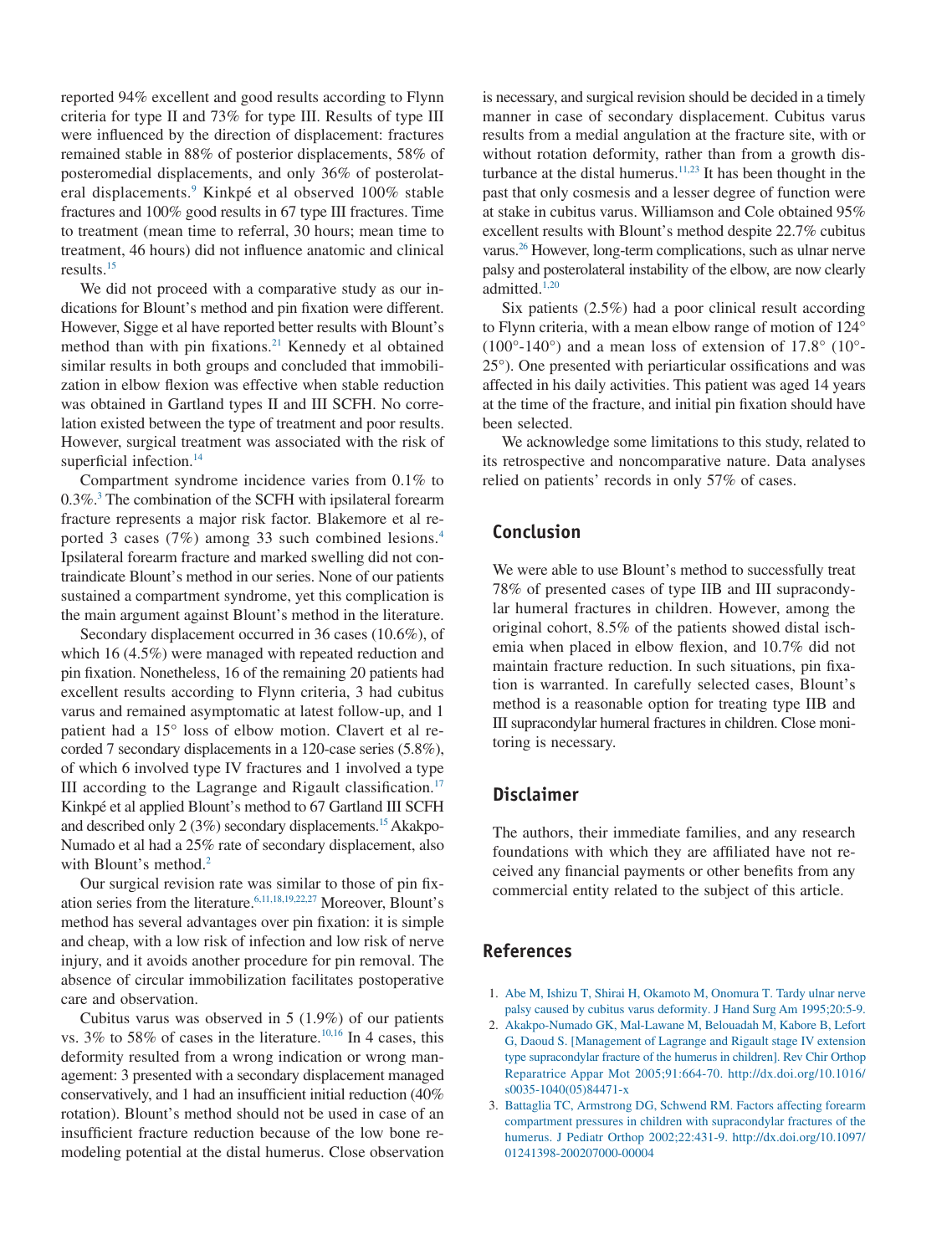reported 94% excellent and good results according to Flynn criteria for type II and 73% for type III. Results of type III were influenced by the direction of displacement: fractures remained stable in 88% of posterior displacements, 58% of posteromedial displacements, and only 36% of posterolateral displacements.[9] Kinkpé et al observed 100% stable fractures and 100% good results in 67 type III fractures. Time to treatment (mean time to referral, 30 hours; mean time to treatment, 46 hours) did not influence anatomic and clinical results.[15]

We did not proceed with a comparative study as our indications for Blount's method and pin fixation were different. However, Sigge et al have reported better results with Blount's method than with pin fixations.[21] Kennedy et al obtained similar results in both groups and concluded that immobilization in elbow flexion was effective when stable reduction was obtained in Gartland types II and III SCFH. No correlation existed between the type of treatment and poor results. However, surgical treatment was associated with the risk of superficial infection.[14]

Compartment syndrome incidence varies from 0.1% to 0.3%.[3] The combination of the SCFH with ipsilateral forearm fracture represents a major risk factor. Blakemore et al reported 3 cases (7%) among 33 such combined lesions.[4] Ipsilateral forearm fracture and marked swelling did not contraindicate Blount's method in our series. None of our patients sustained a compartment syndrome, yet this complication is the main argument against Blount's method in the literature.

Secondary displacement occurred in 36 cases (10.6%), of which 16 (4.5%) were managed with repeated reduction and pin fixation. Nonetheless, 16 of the remaining 20 patients had excellent results according to Flynn criteria, 3 had cubitus varus and remained asymptomatic at latest follow-up, and 1 patient had a 15° loss of elbow motion. Clavert et al recorded 7 secondary displacements in a 120-case series (5.8%), of which 6 involved type IV fractures and 1 involved a type III according to the Lagrange and Rigault classification.[17] Kinkpé et al applied Blount's method to 67 Gartland III SCFH and described only 2 (3%) secondary displacements.[15] Akakpo-Numado et al had a 25% rate of secondary displacement, also with Blount's method.[2]

Our surgical revision rate was similar to those of pin fixation series from the literature.[6,11,18,19,22,27] Moreover, Blount's method has several advantages over pin fixation: it is simple and cheap, with a low risk of infection and low risk of nerve injury, and it avoids another procedure for pin removal. The absence of circular immobilization facilitates postoperative care and observation.

Cubitus varus was observed in 5 (1.9%) of our patients vs. 3% to 58% of cases in the literature.[10,16] In 4 cases, this deformity resulted from a wrong indication or wrong management: 3 presented with a secondary displacement managed conservatively, and 1 had an insufficient initial reduction (40% rotation). Blount's method should not be used in case of an insufficient fracture reduction because of the low bone remodeling potential at the distal humerus. Close observation is necessary, and surgical revision should be decided in a timely manner in case of secondary displacement. Cubitus varus results from a medial angulation at the fracture site, with or without rotation deformity, rather than from a growth disturbance at the distal humerus.[11,23] It has been thought in the past that only cosmesis and a lesser degree of function were at stake in cubitus varus. Williamson and Cole obtained 95% excellent results with Blount's method despite 22.7% cubitus varus.[26] However, long-term complications, such as ulnar nerve palsy and posterolateral instability of the elbow, are now clearly admitted.[1,20]

Six patients (2.5%) had a poor clinical result according to Flynn criteria, with a mean elbow range of motion of 124° (100°-140°) and a mean loss of extension of 17.8° (10°-25°). One presented with periarticular ossifications and was affected in his daily activities. This patient was aged 14 years at the time of the fracture, and initial pin fixation should have been selected.

We acknowledge some limitations to this study, related to its retrospective and noncomparative nature. Data analyses relied on patients' records in only 57% of cases.

## Conclusion

We were able to use Blount's method to successfully treat 78% of presented cases of type IIB and III supracondylar humeral fractures in children. However, among the original cohort, 8.5% of the patients showed distal ischemia when placed in elbow flexion, and 10.7% did not maintain fracture reduction. In such situations, pin fixation is warranted. In carefully selected cases, Blount's method is a reasonable option for treating type IIB and III supracondylar humeral fractures in children. Close monitoring is necessary.

## Disclaimer

The authors, their immediate families, and any research foundations with which they are affiliated have not received any financial payments or other benefits from any commercial entity related to the subject of this article.

## References

1. Abe M, Ishizu T, Shirai H, Okamoto M, Onomura T. Tardy ulnar nerve palsy caused by cubitus varus deformity. J Hand Surg Am 1995;20:5-9.
2. Akakpo-Numado GK, Mal-Lawane M, Belouadah M, Kabore B, Lefort G, Daoud S. [Management of Lagrange and Rigault stage IV extension type supracondylar fracture of the humerus in children]. Rev Chir Orthop Reparatrice Appar Mot 2005;91:664-70. http://dx.doi.org/10.1016/s0035-1040(05)84471-x
3. Battaglia TC, Armstrong DG, Schwend RM. Factors affecting forearm compartment pressures in children with supracondylar fractures of the humerus. J Pediatr Orthop 2002;22:431-9. http://dx.doi.org/10.1097/01241398-200207000-00004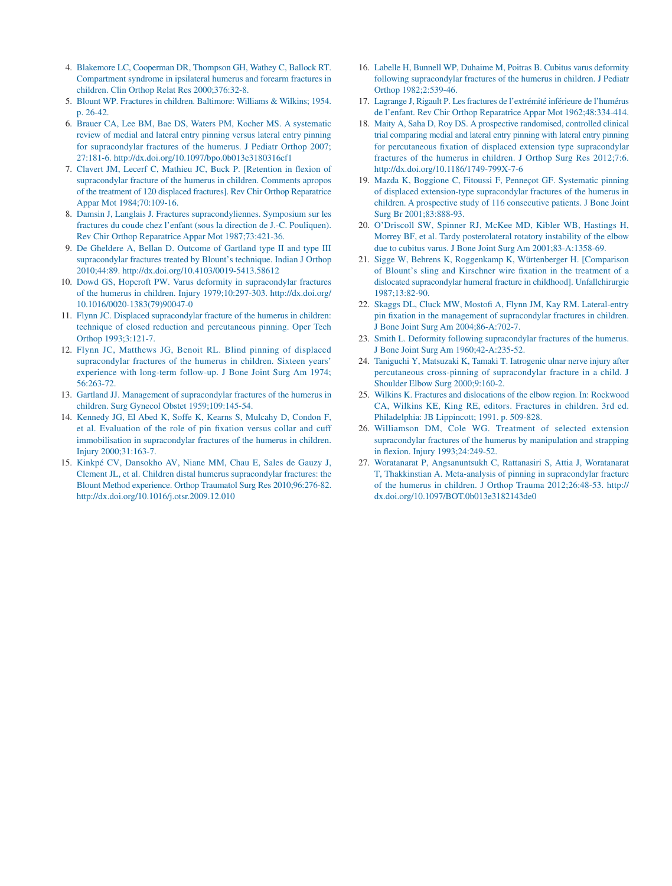4. Blakemore LC, Cooperman DR, Thompson GH, Wathey C, Ballock RT. Compartment syndrome in ipsilateral humerus and forearm fractures in children. Clin Orthop Relat Res 2000;376:32-8.
5. Blount WP. Fractures in children. Baltimore: Williams & Wilkins; 1954. p. 26-42.
6. Brauer CA, Lee BM, Bae DS, Waters PM, Kocher MS. A systematic review of medial and lateral entry pinning versus lateral entry pinning for supracondylar fractures of the humerus. J Pediatr Orthop 2007; 27:181-6. http://dx.doi.org/10.1097/bpo.0b013e3180316cf1
7. Clavert JM, Lecerf C, Mathieu JC, Buck P. [Retention in flexion of supracondylar fracture of the humerus in children. Comments apropos of the treatment of 120 displaced fractures]. Rev Chir Orthop Reparatrice Appar Mot 1984;70:109-16.
8. Damsin J, Langlais J. Fractures supracondyliennes. Symposium sur les fractures du coude chez l'enfant (sous la direction de J.-C. Pouliquen). Rev Chir Orthop Reparatrice Appar Mot 1987;73:421-36.
9. De Gheldere A, Bellan D. Outcome of Gartland type II and type III supracondylar fractures treated by Blount's technique. Indian J Orthop 2010;44:89. http://dx.doi.org/10.4103/0019-5413.58612
10. Dowd GS, Hopcroft PW. Varus deformity in supracondylar fractures of the humerus in children. Injury 1979;10:297-303. http://dx.doi.org/10.1016/0020-1383(79)90047-0
11. Flynn JC. Displaced supracondylar fracture of the humerus in children: technique of closed reduction and percutaneous pinning. Oper Tech Orthop 1993;3:121-7.
12. Flynn JC, Matthews JG, Benoit RL. Blind pinning of displaced supracondylar fractures of the humerus in children. Sixteen years' experience with long-term follow-up. J Bone Joint Surg Am 1974; 56:263-72.
13. Gartland JJ. Management of supracondylar fractures of the humerus in children. Surg Gynecol Obstet 1959;109:145-54.
14. Kennedy JG, El Abed K, Soffe K, Kearns S, Mulcahy D, Condon F, et al. Evaluation of the role of pin fixation versus collar and cuff immobilisation in supracondylar fractures of the humerus in children. Injury 2000;31:163-7.
15. Kinkpé CV, Dansokho AV, Niane MM, Chau E, Sales de Gauzy J, Clement JL, et al. Children distal humerus supracondylar fractures: the Blount Method experience. Orthop Traumatol Surg Res 2010;96:276-82. http://dx.doi.org/10.1016/j.otsr.2009.12.010
16. Labelle H, Bunnell WP, Duhaime M, Poitras B. Cubitus varus deformity following supracondylar fractures of the humerus in children. J Pediatr Orthop 1982;2:539-46.
17. Lagrange J, Rigault P. Les fractures de l'extrémité inférieure de l'humérus de l'enfant. Rev Chir Orthop Reparatrice Appar Mot 1962;48:334-414.
18. Maity A, Saha D, Roy DS. A prospective randomised, controlled clinical trial comparing medial and lateral entry pinning with lateral entry pinning for percutaneous fixation of displaced extension type supracondylar fractures of the humerus in children. J Orthop Surg Res 2012;7:6. http://dx.doi.org/10.1186/1749-799X-7-6
19. Mazda K, Boggione C, Fitoussi F, Penneçot GF. Systematic pinning of displaced extension-type supracondylar fractures of the humerus in children. A prospective study of 116 consecutive patients. J Bone Joint Surg Br 2001;83:888-93.
20. O'Driscoll SW, Spinner RJ, McKee MD, Kibler WB, Hastings H, Morrey BF, et al. Tardy posterolateral rotatory instability of the elbow due to cubitus varus. J Bone Joint Surg Am 2001;83-A:1358-69.
21. Sigge W, Behrens K, Roggenkamp K, Würtenberger H. [Comparison of Blount's sling and Kirschner wire fixation in the treatment of a dislocated supracondylar humeral fracture in childhood]. Unfallchirurgie 1987;13:82-90.
22. Skaggs DL, Cluck MW, Mostofi A, Flynn JM, Kay RM. Lateral-entry pin fixation in the management of supracondylar fractures in children. J Bone Joint Surg Am 2004;86-A:702-7.
23. Smith L. Deformity following supracondylar fractures of the humerus. J Bone Joint Surg Am 1960;42-A:235-52.
24. Taniguchi Y, Matsuzaki K, Tamaki T. Iatrogenic ulnar nerve injury after percutaneous cross-pinning of supracondylar fracture in a child. J Shoulder Elbow Surg 2000;9:160-2.
25. Wilkins K. Fractures and dislocations of the elbow region. In: Rockwood CA, Wilkins KE, King RE, editors. Fractures in children. 3rd ed. Philadelphia: JB Lippincott; 1991. p. 509-828.
26. Williamson DM, Cole WG. Treatment of selected extension supracondylar fractures of the humerus by manipulation and strapping in flexion. Injury 1993;24:249-52.
27. Woratanarat P, Angsanuntsukh C, Rattanasiri S, Attia J, Woratanarat T, Thakkinstian A. Meta-analysis of pinning in supracondylar fracture of the humerus in children. J Orthop Trauma 2012;26:48-53. http://dx.doi.org/10.1097/BOT.0b013e3182143de0